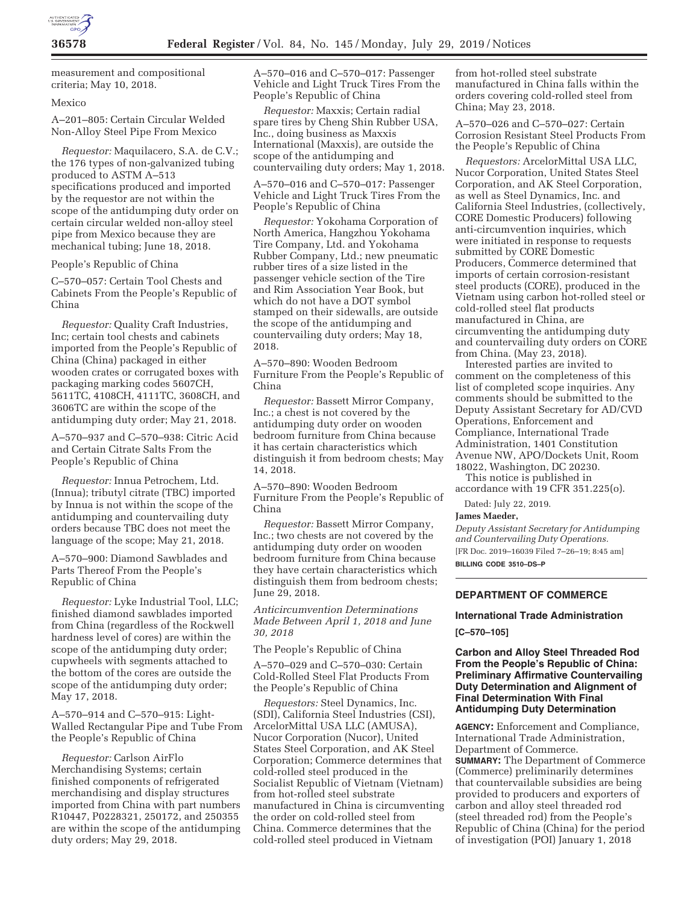measurement and compositional criteria; May 10, 2018.

Mexico

A–201–805: Certain Circular Welded Non-Alloy Steel Pipe From Mexico

*Requestor:* Maquilacero, S.A. de C.V.; the 176 types of non-galvanized tubing produced to ASTM A–513 specifications produced and imported by the requestor are not within the scope of the antidumping duty order on certain circular welded non-alloy steel pipe from Mexico because they are mechanical tubing; June 18, 2018.

People's Republic of China

C–570–057: Certain Tool Chests and Cabinets From the People's Republic of China

*Requestor:* Quality Craft Industries, Inc; certain tool chests and cabinets imported from the People's Republic of China (China) packaged in either wooden crates or corrugated boxes with packaging marking codes 5607CH, 5611TC, 4108CH, 4111TC, 3608CH, and 3606TC are within the scope of the antidumping duty order; May 21, 2018.

A–570–937 and C–570–938: Citric Acid and Certain Citrate Salts From the People's Republic of China

*Requestor:* Innua Petrochem, Ltd. (Innua); tributyl citrate (TBC) imported by Innua is not within the scope of the antidumping and countervailing duty orders because TBC does not meet the language of the scope; May 21, 2018.

A–570–900: Diamond Sawblades and Parts Thereof From the People's Republic of China

*Requestor:* Lyke Industrial Tool, LLC; finished diamond sawblades imported from China (regardless of the Rockwell hardness level of cores) are within the scope of the antidumping duty order; cupwheels with segments attached to the bottom of the cores are outside the scope of the antidumping duty order; May 17, 2018.

A–570–914 and C–570–915: Light-Walled Rectangular Pipe and Tube From the People's Republic of China

*Requestor:* Carlson AirFlo Merchandising Systems; certain finished components of refrigerated merchandising and display structures imported from China with part numbers R10447, P0228321, 250172, and 250355 are within the scope of the antidumping duty orders; May 29, 2018.

A–570–016 and C–570–017: Passenger Vehicle and Light Truck Tires From the People's Republic of China

*Requestor:* Maxxis; Certain radial spare tires by Cheng Shin Rubber USA, Inc., doing business as Maxxis International (Maxxis), are outside the scope of the antidumping and countervailing duty orders; May 1, 2018.

A–570–016 and C–570–017: Passenger Vehicle and Light Truck Tires From the People's Republic of China

*Requestor:* Yokohama Corporation of North America, Hangzhou Yokohama Tire Company, Ltd. and Yokohama Rubber Company, Ltd.; new pneumatic rubber tires of a size listed in the passenger vehicle section of the Tire and Rim Association Year Book, but which do not have a DOT symbol stamped on their sidewalls, are outside the scope of the antidumping and countervailing duty orders; May 18, 2018.

A–570–890: Wooden Bedroom Furniture From the People's Republic of China

*Requestor:* Bassett Mirror Company, Inc.; a chest is not covered by the antidumping duty order on wooden bedroom furniture from China because it has certain characteristics which distinguish it from bedroom chests; May 14, 2018.

A–570–890: Wooden Bedroom Furniture From the People's Republic of China

*Requestor:* Bassett Mirror Company, Inc.; two chests are not covered by the antidumping duty order on wooden bedroom furniture from China because they have certain characteristics which distinguish them from bedroom chests; June 29, 2018.

*Anticircumvention Determinations Made Between April 1, 2018 and June 30, 2018*

The People's Republic of China

A–570–029 and C–570–030: Certain Cold-Rolled Steel Flat Products From the People's Republic of China

*Requestors:* Steel Dynamics, Inc. (SDI), California Steel Industries (CSI), ArcelorMittal USA LLC (AMUSA), Nucor Corporation (Nucor), United States Steel Corporation, and AK Steel Corporation; Commerce determines that cold-rolled steel produced in the Socialist Republic of Vietnam (Vietnam) from hot-rolled steel substrate manufactured in China is circumventing the order on cold-rolled steel from China. Commerce determines that the cold-rolled steel produced in Vietnam from hot-rolled steel substrate manufactured in China falls within the orders covering cold-rolled steel from China; May 23, 2018.

A–570–026 and C–570–027: Certain Corrosion Resistant Steel Products From the People's Republic of China

*Requestors:* ArcelorMittal USA LLC, Nucor Corporation, United States Steel Corporation, and AK Steel Corporation, as well as Steel Dynamics, Inc. and California Steel Industries, (collectively, CORE Domestic Producers) following anti-circumvention inquiries, which were initiated in response to requests submitted by CORE Domestic Producers, Commerce determined that imports of certain corrosion-resistant steel products (CORE), produced in the Vietnam using carbon hot-rolled steel or cold-rolled steel flat products manufactured in China, are circumventing the antidumping duty and countervailing duty orders on CORE from China. (May 23, 2018).

Interested parties are invited to comment on the completeness of this list of completed scope inquiries. Any comments should be submitted to the Deputy Assistant Secretary for AD/CVD Operations, Enforcement and Compliance, International Trade Administration, 1401 Constitution Avenue NW, APO/Dockets Unit, Room 18022, Washington, DC 20230.

This notice is published in accordance with 19 CFR 351.225(o).

Dated: July 22, 2019.

**James Maeder,**

*Deputy Assistant Secretary for Antidumping and Countervailing Duty Operations.*

[FR Doc. 2019–16039 Filed 7–26–19; 8:45 am]

**BILLING CODE 3510–DS–P**

---

## DEPARTMENT OF COMMERCE

### International Trade Administration

**[C–570–105]**

### Carbon and Alloy Steel Threaded Rod From the People's Republic of China: Preliminary Affirmative Countervailing Duty Determination and Alignment of Final Determination With Final Antidumping Duty Determination

**AGENCY:** Enforcement and Compliance, International Trade Administration, Department of Commerce.

**SUMMARY:** The Department of Commerce (Commerce) preliminarily determines that countervailable subsidies are being provided to producers and exporters of carbon and alloy steel threaded rod (steel threaded rod) from the People's Republic of China (China) for the period of investigation (POI) January 1, 2018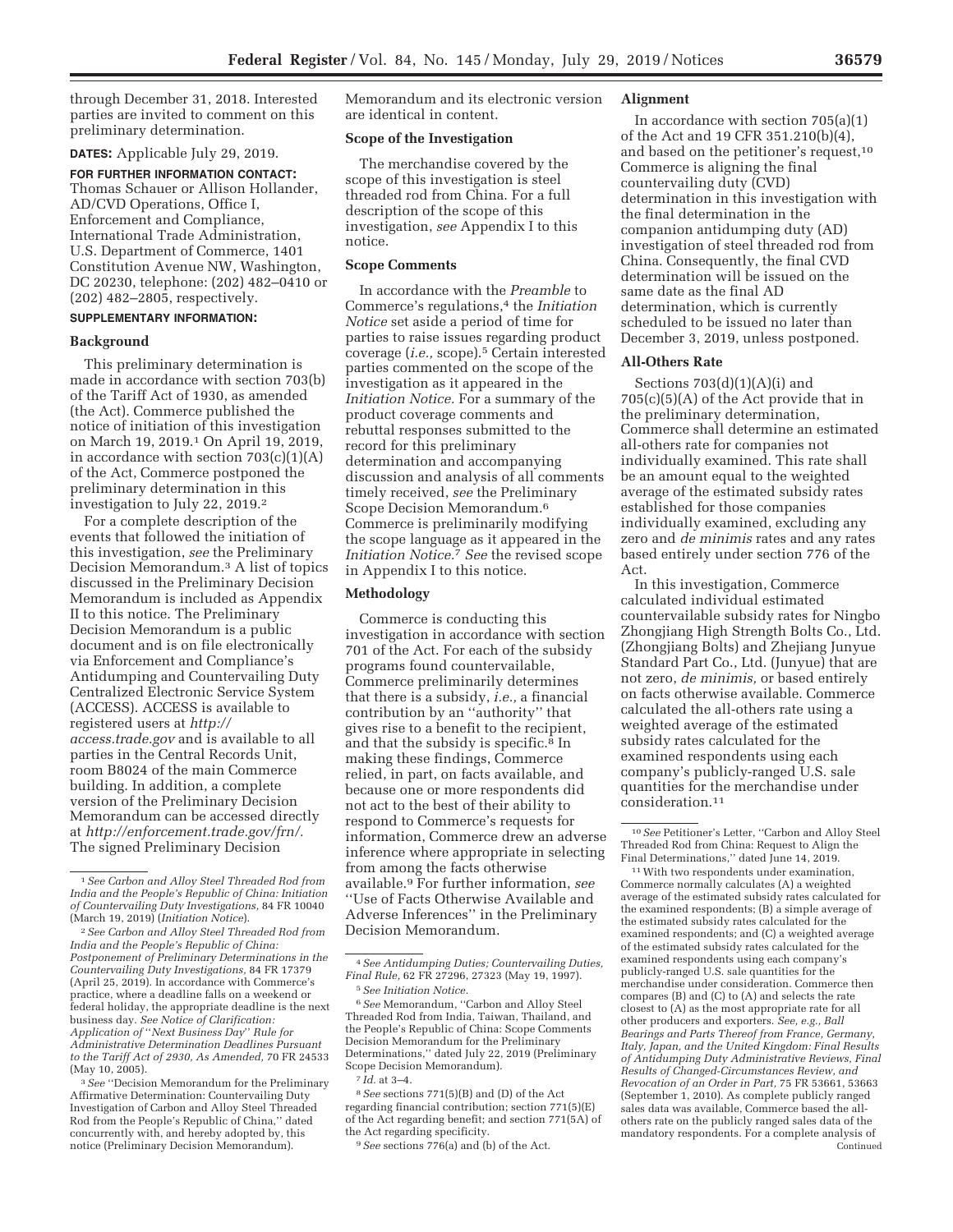through December 31, 2018. Interested parties are invited to comment on this preliminary determination.

**DATES:** Applicable July 29, 2019.

**FOR FURTHER INFORMATION CONTACT:** Thomas Schauer or Allison Hollander, AD/CVD Operations, Office I, Enforcement and Compliance, International Trade Administration, U.S. Department of Commerce, 1401 Constitution Avenue NW, Washington, DC 20230, telephone: (202) 482–0410 or (202) 482–2805, respectively.

**SUPPLEMENTARY INFORMATION:**

## Background

This preliminary determination is made in accordance with section 703(b) of the Tariff Act of 1930, as amended (the Act). Commerce published the notice of initiation of this investigation on March 19, 2019.[1] On April 19, 2019, in accordance with section 703(c)(1)(A) of the Act, Commerce postponed the preliminary determination in this investigation to July 22, 2019.[2]

For a complete description of the events that followed the initiation of this investigation, *see* the Preliminary Decision Memorandum.[3] A list of topics discussed in the Preliminary Decision Memorandum is included as Appendix II to this notice. The Preliminary Decision Memorandum is a public document and is on file electronically via Enforcement and Compliance's Antidumping and Countervailing Duty Centralized Electronic Service System (ACCESS). ACCESS is available to registered users at *http://access.trade.gov* and is available to all parties in the Central Records Unit, room B8024 of the main Commerce building. In addition, a complete version of the Preliminary Decision Memorandum can be accessed directly at *http://enforcement.trade.gov/frn/*. The signed Preliminary Decision Memorandum and its electronic version are identical in content.

## Scope of the Investigation

The merchandise covered by the scope of this investigation is steel threaded rod from China. For a full description of the scope of this investigation, *see* Appendix I to this notice.

## Scope Comments

In accordance with the *Preamble* to Commerce's regulations,[4] the *Initiation Notice* set aside a period of time for parties to raise issues regarding product coverage (*i.e.,* scope).[5] Certain interested parties commented on the scope of the investigation as it appeared in the *Initiation Notice.* For a summary of the product coverage comments and rebuttal responses submitted to the record for this preliminary determination and accompanying discussion and analysis of all comments timely received, *see* the Preliminary Scope Decision Memorandum.[6] Commerce is preliminarily modifying the scope language as it appeared in the *Initiation Notice.*[7] *See* the revised scope in Appendix I to this notice.

## Methodology

Commerce is conducting this investigation in accordance with section 701 of the Act. For each of the subsidy programs found countervailable, Commerce preliminarily determines that there is a subsidy, *i.e.,* a financial contribution by an ''authority'' that gives rise to a benefit to the recipient, and that the subsidy is specific.[8] In making these findings, Commerce relied, in part, on facts available, and because one or more respondents did not act to the best of their ability to respond to Commerce's requests for information, Commerce drew an adverse inference where appropriate in selecting from among the facts otherwise available.[9] For further information, *see* ''Use of Facts Otherwise Available and Adverse Inferences'' in the Preliminary Decision Memorandum.

## Alignment

In accordance with section 705(a)(1) of the Act and 19 CFR 351.210(b)(4), and based on the petitioner's request,[10] Commerce is aligning the final countervailing duty (CVD) determination in this investigation with the final determination in the companion antidumping duty (AD) investigation of steel threaded rod from China. Consequently, the final CVD determination will be issued on the same date as the final AD determination, which is currently scheduled to be issued no later than December 3, 2019, unless postponed.

## All-Others Rate

Sections 703(d)(1)(A)(i) and 705(c)(5)(A) of the Act provide that in the preliminary determination, Commerce shall determine an estimated all-others rate for companies not individually examined. This rate shall be an amount equal to the weighted average of the estimated subsidy rates established for those companies individually examined, excluding any zero and *de minimis* rates and any rates based entirely under section 776 of the Act.

In this investigation, Commerce calculated individual estimated countervailable subsidy rates for Ningbo Zhongjiang High Strength Bolts Co., Ltd. (Zhongjiang Bolts) and Zhejiang Junyue Standard Part Co., Ltd. (Junyue) that are not zero, *de minimis,* or based entirely on facts otherwise available. Commerce calculated the all-others rate using a weighted average of the estimated subsidy rates calculated for the examined respondents using each company's publicly-ranged U.S. sale quantities for the merchandise under consideration.[11]

---

[1] *See Carbon and Alloy Steel Threaded Rod from India and the People's Republic of China: Initiation of Countervailing Duty Investigations,* 84 FR 10040 (March 19, 2019) (*Initiation Notice*).

[2] *See Carbon and Alloy Steel Threaded Rod from India and the People's Republic of China: Postponement of Preliminary Determinations in the Countervailing Duty Investigations,* 84 FR 17379 (April 25, 2019). In accordance with Commerce's practice, where a deadline falls on a weekend or federal holiday, the appropriate deadline is the next business day. *See Notice of Clarification: Application of ''Next Business Day'' Rule for Administrative Determination Deadlines Pursuant to the Tariff Act of 2930, As Amended,* 70 FR 24533 (May 10, 2005).

[3] *See* ''Decision Memorandum for the Preliminary Affirmative Determination: Countervailing Duty Investigation of Carbon and Alloy Steel Threaded Rod from the People's Republic of China,'' dated concurrently with, and hereby adopted by, this notice (Preliminary Decision Memorandum).

[4] *See Antidumping Duties; Countervailing Duties, Final Rule,* 62 FR 27296, 27323 (May 19, 1997).

[5] *See Initiation Notice.*

[6] *See* Memorandum, ''Carbon and Alloy Steel Threaded Rod from India, Taiwan, Thailand, and the People's Republic of China: Scope Comments Decision Memorandum for the Preliminary Determinations,'' dated July 22, 2019 (Preliminary Scope Decision Memorandum).

[7] *Id.* at 3–4.

[8] *See* sections 771(5)(B) and (D) of the Act regarding financial contribution; section 771(5)(E) of the Act regarding benefit; and section 771(5A) of the Act regarding specificity.

[9] *See* sections 776(a) and (b) of the Act.

[10] *See* Petitioner's Letter, ''Carbon and Alloy Steel Threaded Rod from China: Request to Align the Final Determinations,'' dated June 14, 2019.

[11] With two respondents under examination, Commerce normally calculates (A) a weighted average of the estimated subsidy rates calculated for the examined respondents; (B) a simple average of the estimated subsidy rates calculated for the examined respondents; and (C) a weighted average of the estimated subsidy rates calculated for the examined respondents using each company's publicly-ranged U.S. sale quantities for the merchandise under consideration. Commerce then compares (B) and (C) to (A) and selects the rate closest to (A) as the most appropriate rate for all other producers and exporters. *See, e.g., Ball Bearings and Parts Thereof from France, Germany, Italy, Japan, and the United Kingdom: Final Results of Antidumping Duty Administrative Reviews, Final Results of Changed-Circumstances Review, and Revocation of an Order in Part,* 75 FR 53661, 53663 (September 1, 2010). As complete publicly ranged sales data was available, Commerce based the all-others rate on the publicly ranged sales data of the mandatory respondents. For a complete analysis of
Continued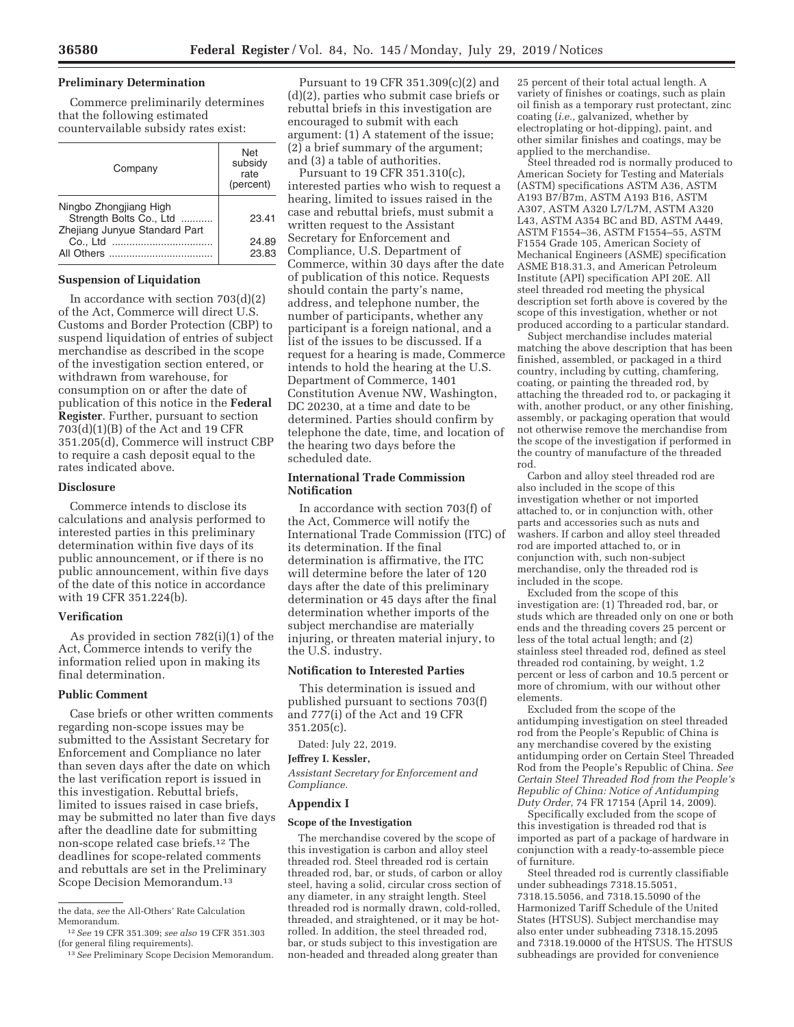## Preliminary Determination

Commerce preliminarily determines that the following estimated countervailable subsidy rates exist:

| Company | Net subsidy rate (percent) |
|---|---|
| Ningbo Zhongjiang High Strength Bolts Co., Ltd | 23.41 |
| Zhejiang Junyue Standard Part Co., Ltd | 24.89 |
| All Others | 23.83 |

## Suspension of Liquidation

In accordance with section 703(d)(2) of the Act, Commerce will direct U.S. Customs and Border Protection (CBP) to suspend liquidation of entries of subject merchandise as described in the scope of the investigation section entered, or withdrawn from warehouse, for consumption on or after the date of publication of this notice in the **Federal Register**. Further, pursuant to section 703(d)(1)(B) of the Act and 19 CFR 351.205(d), Commerce will instruct CBP to require a cash deposit equal to the rates indicated above.

## Disclosure

Commerce intends to disclose its calculations and analysis performed to interested parties in this preliminary determination within five days of its public announcement, or if there is no public announcement, within five days of the date of this notice in accordance with 19 CFR 351.224(b).

## Verification

As provided in section 782(i)(1) of the Act, Commerce intends to verify the information relied upon in making its final determination.

## Public Comment

Case briefs or other written comments regarding non-scope issues may be submitted to the Assistant Secretary for Enforcement and Compliance no later than seven days after the date on which the last verification report is issued in this investigation. Rebuttal briefs, limited to issues raised in case briefs, may be submitted no later than five days after the deadline date for submitting non-scope related case briefs.[12] The deadlines for scope-related comments and rebuttals are set in the Preliminary Scope Decision Memorandum.[13]

Pursuant to 19 CFR 351.309(c)(2) and (d)(2), parties who submit case briefs or rebuttal briefs in this investigation are encouraged to submit with each argument: (1) A statement of the issue; (2) a brief summary of the argument; and (3) a table of authorities.

Pursuant to 19 CFR 351.310(c), interested parties who wish to request a hearing, limited to issues raised in the case and rebuttal briefs, must submit a written request to the Assistant Secretary for Enforcement and Compliance, U.S. Department of Commerce, within 30 days after the date of publication of this notice. Requests should contain the party's name, address, and telephone number, the number of participants, whether any participant is a foreign national, and a list of the issues to be discussed. If a request for a hearing is made, Commerce intends to hold the hearing at the U.S. Department of Commerce, 1401 Constitution Avenue NW, Washington, DC 20230, at a time and date to be determined. Parties should confirm by telephone the date, time, and location of the hearing two days before the scheduled date.

## International Trade Commission Notification

In accordance with section 703(f) of the Act, Commerce will notify the International Trade Commission (ITC) of its determination. If the final determination is affirmative, the ITC will determine before the later of 120 days after the date of this preliminary determination or 45 days after the final determination whether imports of the subject merchandise are materially injuring, or threaten material injury, to the U.S. industry.

## Notification to Interested Parties

This determination is issued and published pursuant to sections 703(f) and 777(i) of the Act and 19 CFR 351.205(c).

Dated: July 22, 2019.

**Jeffrey I. Kessler,**

*Assistant Secretary for Enforcement and Compliance.*

## Appendix I

### Scope of the Investigation

The merchandise covered by the scope of this investigation is carbon and alloy steel threaded rod. Steel threaded rod is certain threaded rod, bar, or studs, of carbon or alloy steel, having a solid, circular cross section of any diameter, in any straight length. Steel threaded rod is normally drawn, cold-rolled, threaded, and straightened, or it may be hot-rolled. In addition, the steel threaded rod, bar, or studs subject to this investigation are non-headed and threaded along greater than 25 percent of their total actual length. A variety of finishes or coatings, such as plain oil finish as a temporary rust protectant, zinc coating (*i.e.,* galvanized, whether by electroplating or hot-dipping), paint, and other similar finishes and coatings, may be applied to the merchandise.

Steel threaded rod is normally produced to American Society for Testing and Materials (ASTM) specifications ASTM A36, ASTM A193 B7/B7m, ASTM A193 B16, ASTM A307, ASTM A320 L7/L7M, ASTM A320 L43, ASTM A354 BC and BD, ASTM A449, ASTM F1554–36, ASTM F1554–55, ASTM F1554 Grade 105, American Society of Mechanical Engineers (ASME) specification ASME B18.31.3, and American Petroleum Institute (API) specification API 20E. All steel threaded rod meeting the physical description set forth above is covered by the scope of this investigation, whether or not produced according to a particular standard.

Subject merchandise includes material matching the above description that has been finished, assembled, or packaged in a third country, including by cutting, chamfering, coating, or painting the threaded rod, by attaching the threaded rod to, or packaging it with, another product, or any other finishing, assembly, or packaging operation that would not otherwise remove the merchandise from the scope of the investigation if performed in the country of manufacture of the threaded rod.

Carbon and alloy steel threaded rod are also included in the scope of this investigation whether or not imported attached to, or in conjunction with, other parts and accessories such as nuts and washers. If carbon and alloy steel threaded rod are imported attached to, or in conjunction with, such non-subject merchandise, only the threaded rod is included in the scope.

Excluded from the scope of this investigation are: (1) Threaded rod, bar, or studs which are threaded only on one or both ends and the threading covers 25 percent or less of the total actual length; and (2) stainless steel threaded rod, defined as steel threaded rod containing, by weight, 1.2 percent or less of carbon and 10.5 percent or more of chromium, with our without other elements.

Excluded from the scope of the antidumping investigation on steel threaded rod from the People's Republic of China is any merchandise covered by the existing antidumping order on Certain Steel Threaded Rod from the People's Republic of China. *See Certain Steel Threaded Rod from the People's Republic of China: Notice of Antidumping Duty Order,* 74 FR 17154 (April 14, 2009).

Specifically excluded from the scope of this investigation is threaded rod that is imported as part of a package of hardware in conjunction with a ready-to-assemble piece of furniture.

Steel threaded rod is currently classifiable under subheadings 7318.15.5051, 7318.15.5056, and 7318.15.5090 of the Harmonized Tariff Schedule of the United States (HTSUS). Subject merchandise may also enter under subheading 7318.15.2095 and 7318.19.0000 of the HTSUS. The HTSUS subheadings are provided for convenience

---

the data, *see* the All-Others' Rate Calculation Memorandum.

[12] *See* 19 CFR 351.309; *see also* 19 CFR 351.303 (for general filing requirements).

[13] *See* Preliminary Scope Decision Memorandum.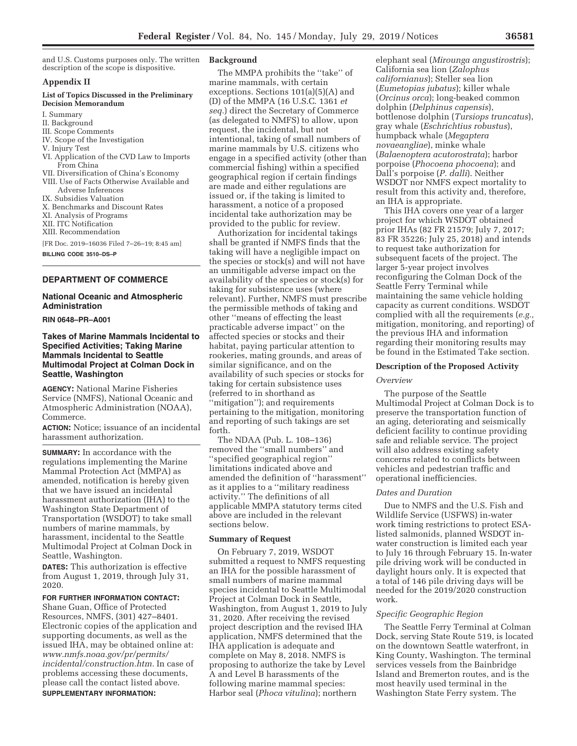and U.S. Customs purposes only. The written description of the scope is dispositive.

## Appendix II

### List of Topics Discussed in the Preliminary Decision Memorandum

I. Summary
II. Background
III. Scope Comments
IV. Scope of the Investigation
V. Injury Test
VI. Application of the CVD Law to Imports From China
VII. Diversification of China's Economy
VIII. Use of Facts Otherwise Available and Adverse Inferences
IX. Subsidies Valuation
X. Benchmarks and Discount Rates
XI. Analysis of Programs
XII. ITC Notification
XIII. Recommendation

[FR Doc. 2019–16036 Filed 7–26–19; 8:45 am]

**BILLING CODE 3510–DS–P**

---

## DEPARTMENT OF COMMERCE

### National Oceanic and Atmospheric Administration

**RIN 0648–PR–A001**

### Takes of Marine Mammals Incidental to Specified Activities; Taking Marine Mammals Incidental to Seattle Multimodal Project at Colman Dock in Seattle, Washington

**AGENCY:** National Marine Fisheries Service (NMFS), National Oceanic and Atmospheric Administration (NOAA), Commerce.

**ACTION:** Notice; issuance of an incidental harassment authorization.

**SUMMARY:** In accordance with the regulations implementing the Marine Mammal Protection Act (MMPA) as amended, notification is hereby given that we have issued an incidental harassment authorization (IHA) to the Washington State Department of Transportation (WSDOT) to take small numbers of marine mammals, by harassment, incidental to the Seattle Multimodal Project at Colman Dock in Seattle, Washington.

**DATES:** This authorization is effective from August 1, 2019, through July 31, 2020.

**FOR FURTHER INFORMATION CONTACT:** Shane Guan, Office of Protected Resources, NMFS, (301) 427–8401. Electronic copies of the application and supporting documents, as well as the issued IHA, may be obtained online at: *www.nmfs.noaa.gov/pr/permits/incidental/construction.htm.* In case of problems accessing these documents, please call the contact listed above.

**SUPPLEMENTARY INFORMATION:**

### Background

The MMPA prohibits the "take" of marine mammals, with certain exceptions. Sections 101(a)(5)(A) and (D) of the MMPA (16 U.S.C. 1361 *et seq.*) direct the Secretary of Commerce (as delegated to NMFS) to allow, upon request, the incidental, but not intentional, taking of small numbers of marine mammals by U.S. citizens who engage in a specified activity (other than commercial fishing) within a specified geographical region if certain findings are made and either regulations are issued or, if the taking is limited to harassment, a notice of a proposed incidental take authorization may be provided to the public for review.

Authorization for incidental takings shall be granted if NMFS finds that the taking will have a negligible impact on the species or stock(s) and will not have an unmitigable adverse impact on the availability of the species or stock(s) for taking for subsistence uses (where relevant). Further, NMFS must prescribe the permissible methods of taking and other "means of effecting the least practicable adverse impact" on the affected species or stocks and their habitat, paying particular attention to rookeries, mating grounds, and areas of similar significance, and on the availability of such species or stocks for taking for certain subsistence uses (referred to in shorthand as "mitigation"); and requirements pertaining to the mitigation, monitoring and reporting of such takings are set forth.

The NDAA (Pub. L. 108–136) removed the "small numbers" and "specified geographical region" limitations indicated above and amended the definition of "harassment" as it applies to a "military readiness activity." The definitions of all applicable MMPA statutory terms cited above are included in the relevant sections below.

### Summary of Request

On February 7, 2019, WSDOT submitted a request to NMFS requesting an IHA for the possible harassment of small numbers of marine mammal species incidental to Seattle Multimodal Project at Colman Dock in Seattle, Washington, from August 1, 2019 to July 31, 2020. After receiving the revised project description and the revised IHA application, NMFS determined that the IHA application is adequate and complete on May 8, 2018. NMFS is proposing to authorize the take by Level A and Level B harassments of the following marine mammal species: Harbor seal (*Phoca vitulina*); northern elephant seal (*Mirounga angustirostris*); California sea lion (*Zalophus californianus*); Steller sea lion (*Eumetopias jubatus*); killer whale (*Orcinus orca*); long-beaked common dolphin (*Delphinus capensis*), bottlenose dolphin (*Tursiops truncatus*), gray whale (*Eschrichtius robustus*), humpback whale (*Megaptera novaeangliae*), minke whale (*Balaenoptera acutorostrata*); harbor porpoise (*Phocoena phocoena*); and Dall's porpoise (*P. dalli*). Neither WSDOT nor NMFS expect mortality to result from this activity and, therefore, an IHA is appropriate.

This IHA covers one year of a larger project for which WSDOT obtained prior IHAs (82 FR 21579; July 7, 2017; 83 FR 35226; July 25, 2018) and intends to request take authorization for subsequent facets of the project. The larger 5-year project involves reconfiguring the Colman Dock of the Seattle Ferry Terminal while maintaining the same vehicle holding capacity as current conditions. WSDOT complied with all the requirements (*e.g.,* mitigation, monitoring, and reporting) of the previous IHA and information regarding their monitoring results may be found in the Estimated Take section.

### Description of the Proposed Activity

#### *Overview*

The purpose of the Seattle Multimodal Project at Colman Dock is to preserve the transportation function of an aging, deteriorating and seismically deficient facility to continue providing safe and reliable service. The project will also address existing safety concerns related to conflicts between vehicles and pedestrian traffic and operational inefficiencies.

#### *Dates and Duration*

Due to NMFS and the U.S. Fish and Wildlife Service (USFWS) in-water work timing restrictions to protect ESA-listed salmonids, planned WSDOT in-water construction is limited each year to July 16 through February 15. In-water pile driving work will be conducted in daylight hours only. It is expected that a total of 146 pile driving days will be needed for the 2019/2020 construction work.

#### *Specific Geographic Region*

The Seattle Ferry Terminal at Colman Dock, serving State Route 519, is located on the downtown Seattle waterfront, in King County, Washington. The terminal services vessels from the Bainbridge Island and Bremerton routes, and is the most heavily used terminal in the Washington State Ferry system. The